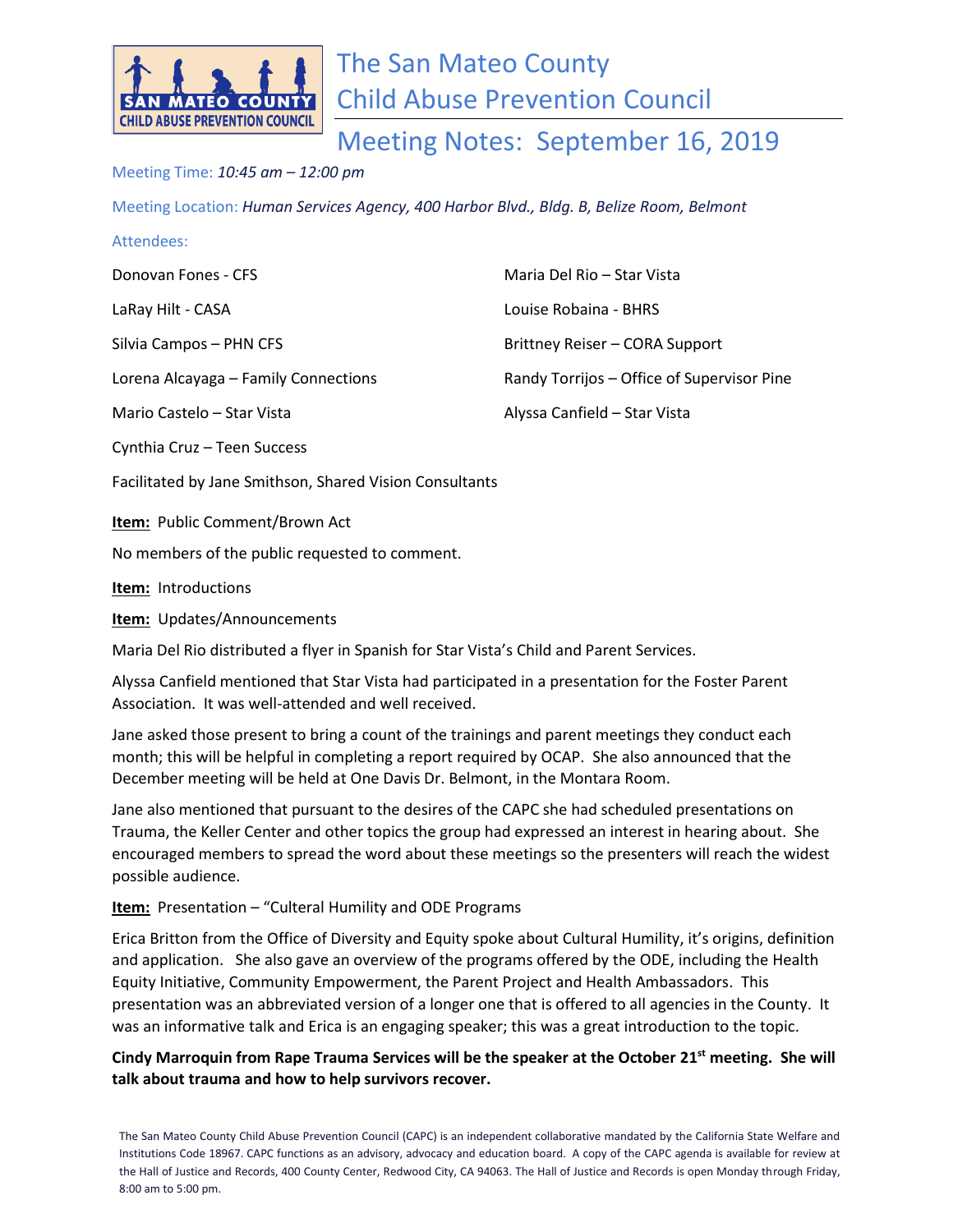# The San Mateo County Child Abuse Prevention Council

## Meeting Notes: September 16, 2019

Meeting Time: *10:45 am – 12:00 pm*

Meeting Location: *Human Services Agency, 400 Harbor Blvd., Bldg. B, Belize Room, Belmont*

Attendees:

Donovan Fones - CFS

LaRay Hilt - CASA

Silvia Campos – PHN CFS

Lorena Alcayaga – Family Connections

Mario Castelo – Star Vista

Cynthia Cruz – Teen Success

Maria Del Rio – Star Vista

Louise Robaina - BHRS

Brittney Reiser – CORA Support

Randy Torrijos – Office of Supervisor Pine

Alyssa Canfield – Star Vista

Facilitated by Jane Smithson, Shared Vision Consultants

**Item:** Public Comment/Brown Act

No members of the public requested to comment.

**Item:** Introductions

**Item:** Updates/Announcements

Maria Del Rio distributed a flyer in Spanish for Star Vista's Child and Parent Services.

Alyssa Canfield mentioned that Star Vista had participated in a presentation for the Foster Parent Association. It was well-attended and well received.

Jane asked those present to bring a count of the trainings and parent meetings they conduct each month; this will be helpful in completing a report required by OCAP. She also announced that the December meeting will be held at One Davis Dr. Belmont, in the Montara Room.

Jane also mentioned that pursuant to the desires of the CAPC she had scheduled presentations on Trauma, the Keller Center and other topics the group had expressed an interest in hearing about. She encouraged members to spread the word about these meetings so the presenters will reach the widest possible audience.

**Item:** Presentation – "Culteral Humility and ODE Programs

Erica Britton from the Office of Diversity and Equity spoke about Cultural Humility, it's origins, definition and application. She also gave an overview of the programs offered by the ODE, including the Health Equity Initiative, Community Empowerment, the Parent Project and Health Ambassadors. This presentation was an abbreviated version of a longer one that is offered to all agencies in the County. It was an informative talk and Erica is an engaging speaker; this was a great introduction to the topic.

**Cindy Marroquin from Rape Trauma Services will be the speaker at the October 21st meeting. She will talk about trauma and how to help survivors recover.**

The San Mateo County Child Abuse Prevention Council (CAPC) is an independent collaborative mandated by the California State Welfare and Institutions Code 18967. CAPC functions as an advisory, advocacy and education board. A copy of the CAPC agenda is available for review at the Hall of Justice and Records, 400 County Center, Redwood City, CA 94063. The Hall of Justice and Records is open Monday through Friday, 8:00 am to 5:00 pm.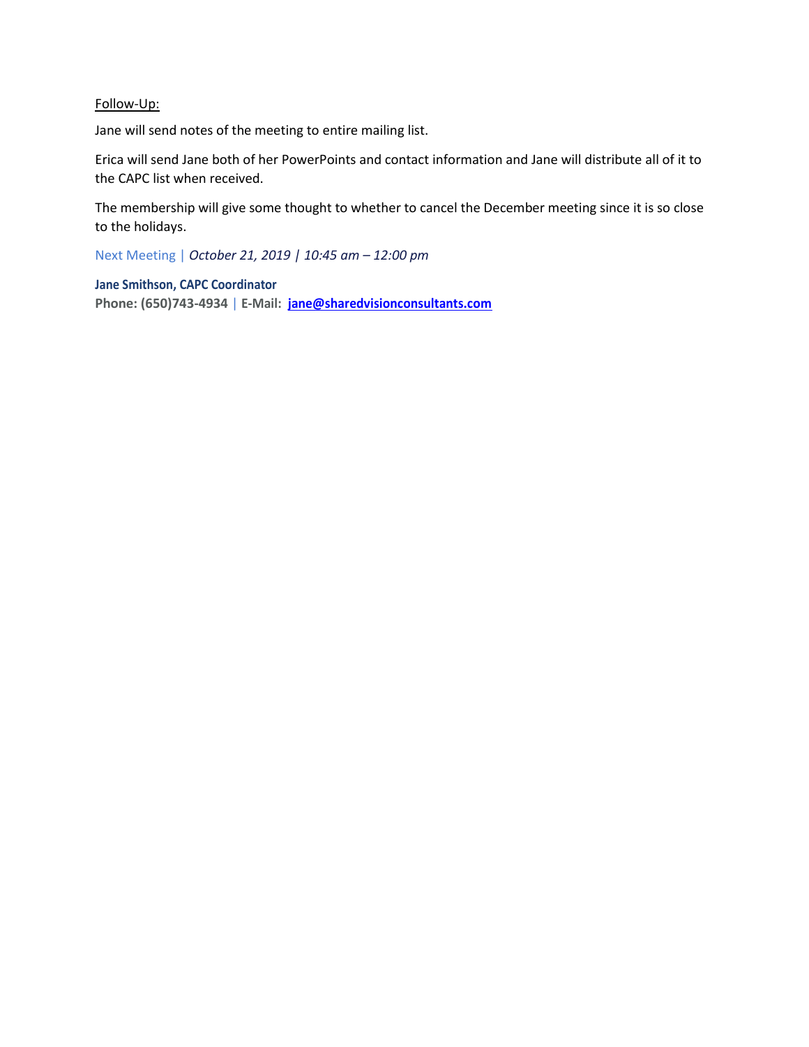<u>Follow-Up:</u>

Jane will send notes of the meeting to entire mailing list.

Erica will send Jane both of her PowerPoints and contact information and Jane will distribute all of it to the CAPC list when received.

The membership will give some thought to whether to cancel the December meeting since it is so close to the holidays.

Next Meeting | *October 21, 2019 | 10:45 am – 12:00 pm*

**Jane Smithson, CAPC Coordinator**
**Phone: (650)743-4934 | E-Mail: jane@sharedvisionconsultants.com**